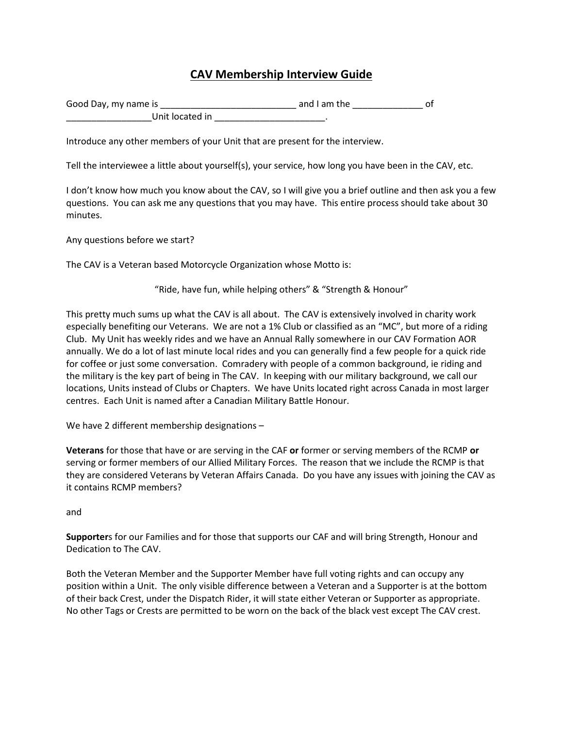# CAV Membership Interview Guide

Good Day, my name is ___________________________ and I am the ______________ of _________________Unit located in ______________________.

Introduce any other members of your Unit that are present for the interview.

Tell the interviewee a little about yourself(s), your service, how long you have been in the CAV, etc.

I don't know how much you know about the CAV, so I will give you a brief outline and then ask you a few questions. You can ask me any questions that you may have. This entire process should take about 30 minutes.

Any questions before we start?

The CAV is a Veteran based Motorcycle Organization whose Motto is:

"Ride, have fun, while helping others" & "Strength & Honour"

This pretty much sums up what the CAV is all about. The CAV is extensively involved in charity work especially benefiting our Veterans. We are not a 1% Club or classified as an "MC", but more of a riding Club. My Unit has weekly rides and we have an Annual Rally somewhere in our CAV Formation AOR annually. We do a lot of last minute local rides and you can generally find a few people for a quick ride for coffee or just some conversation. Comradery with people of a common background, ie riding and the military is the key part of being in The CAV. In keeping with our military background, we call our locations, Units instead of Clubs or Chapters. We have Units located right across Canada in most larger centres. Each Unit is named after a Canadian Military Battle Honour.

We have 2 different membership designations –

**Veterans** for those that have or are serving in the CAF **or** former or serving members of the RCMP **or** serving or former members of our Allied Military Forces. The reason that we include the RCMP is that they are considered Veterans by Veteran Affairs Canada. Do you have any issues with joining the CAV as it contains RCMP members?

and

**Supporter**s for our Families and for those that supports our CAF and will bring Strength, Honour and Dedication to The CAV.

Both the Veteran Member and the Supporter Member have full voting rights and can occupy any position within a Unit. The only visible difference between a Veteran and a Supporter is at the bottom of their back Crest, under the Dispatch Rider, it will state either Veteran or Supporter as appropriate. No other Tags or Crests are permitted to be worn on the back of the black vest except The CAV crest.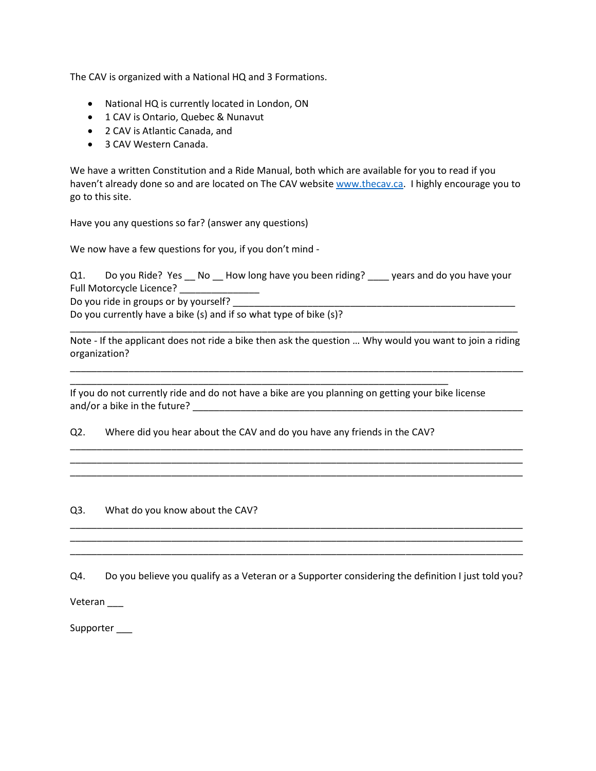The CAV is organized with a National HQ and 3 Formations.

- National HQ is currently located in London, ON
- 1 CAV is Ontario, Quebec & Nunavut
- 2 CAV is Atlantic Canada, and
- 3 CAV Western Canada.

We have a written Constitution and a Ride Manual, both which are available for you to read if you haven't already done so and are located on The CAV website [www.thecav.ca](http://www.thecav.ca). I highly encourage you to go to this site.

Have you any questions so far? (answer any questions)

We now have a few questions for you, if you don't mind -

Q1. Do you Ride? Yes __ No __ How long have you been riding? ____ years and do you have your Full Motorcycle Licence? _______________
Do you ride in groups or by yourself? ____________________________________________________
Do you currently have a bike (s) and if so what type of bike (s)?
_____________________________________________________________________________________

Note - If the applicant does not ride a bike then ask the question … Why would you want to join a riding organization?
_____________________________________________________________________________________
_____________________________________________________________________________

If you do not currently ride and do not have a bike are you planning on getting your bike license and/or a bike in the future? _______________________________________________________________

Q2. Where did you hear about the CAV and do you have any friends in the CAV?
_____________________________________________________________________________________
_____________________________________________________________________________________
_____________________________________________________________________________________

Q3. What do you know about the CAV?
_____________________________________________________________________________________
_____________________________________________________________________________________
_____________________________________________________________________________________

Q4. Do you believe you qualify as a Veteran or a Supporter considering the definition I just told you?

Veteran ___

Supporter ___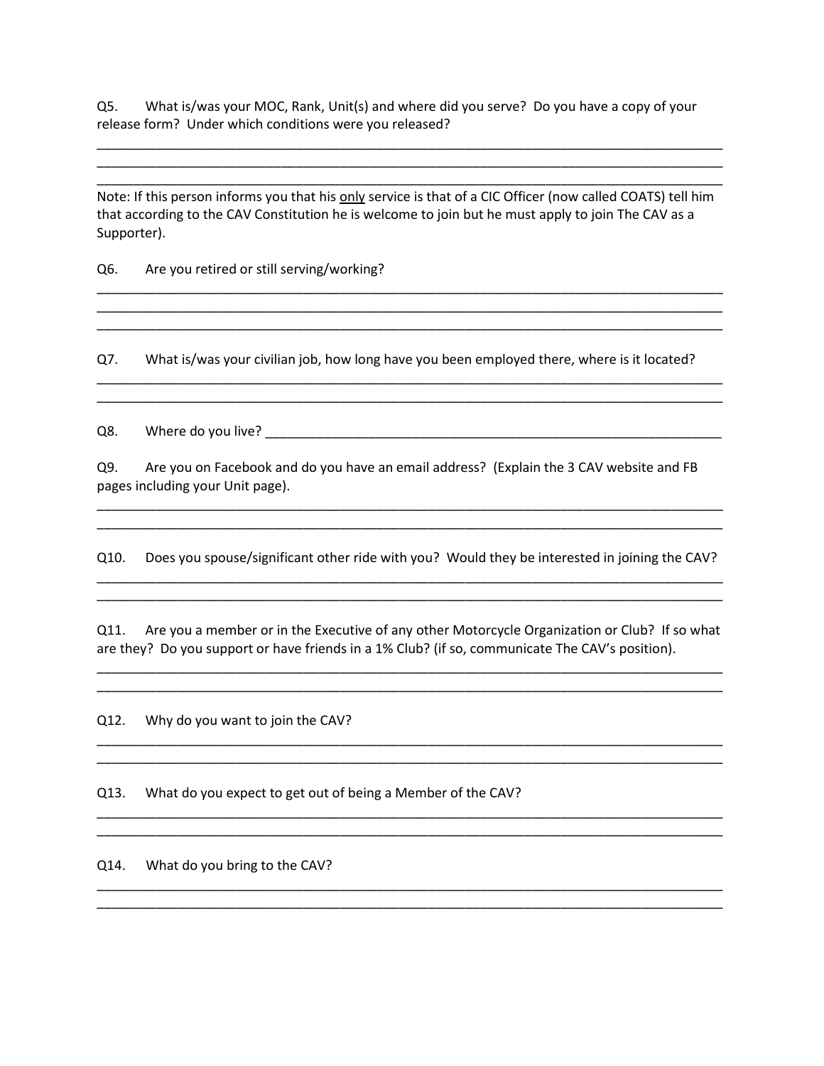Q5. What is/was your MOC, Rank, Unit(s) and where did you serve? Do you have a copy of your release form? Under which conditions were you released?

___________________________________________________________________________________

___________________________________________________________________________________

___________________________________________________________________________________

Note: If this person informs you that his <u>only</u> service is that of a CIC Officer (now called COATS) tell him that according to the CAV Constitution he is welcome to join but he must apply to join The CAV as a Supporter).

Q6. Are you retired or still serving/working?

___________________________________________________________________________________

___________________________________________________________________________________

___________________________________________________________________________________

Q7. What is/was your civilian job, how long have you been employed there, where is it located?

___________________________________________________________________________________

___________________________________________________________________________________

Q8. Where do you live? _________________________________________________________________

Q9. Are you on Facebook and do you have an email address? (Explain the 3 CAV website and FB pages including your Unit page).

___________________________________________________________________________________

___________________________________________________________________________________

Q10. Does you spouse/significant other ride with you? Would they be interested in joining the CAV?

___________________________________________________________________________________

___________________________________________________________________________________

Q11. Are you a member or in the Executive of any other Motorcycle Organization or Club? If so what are they? Do you support or have friends in a 1% Club? (if so, communicate The CAV's position).

___________________________________________________________________________________

___________________________________________________________________________________

Q12. Why do you want to join the CAV?

___________________________________________________________________________________

___________________________________________________________________________________

Q13. What do you expect to get out of being a Member of the CAV?

___________________________________________________________________________________

___________________________________________________________________________________

Q14. What do you bring to the CAV?

___________________________________________________________________________________

___________________________________________________________________________________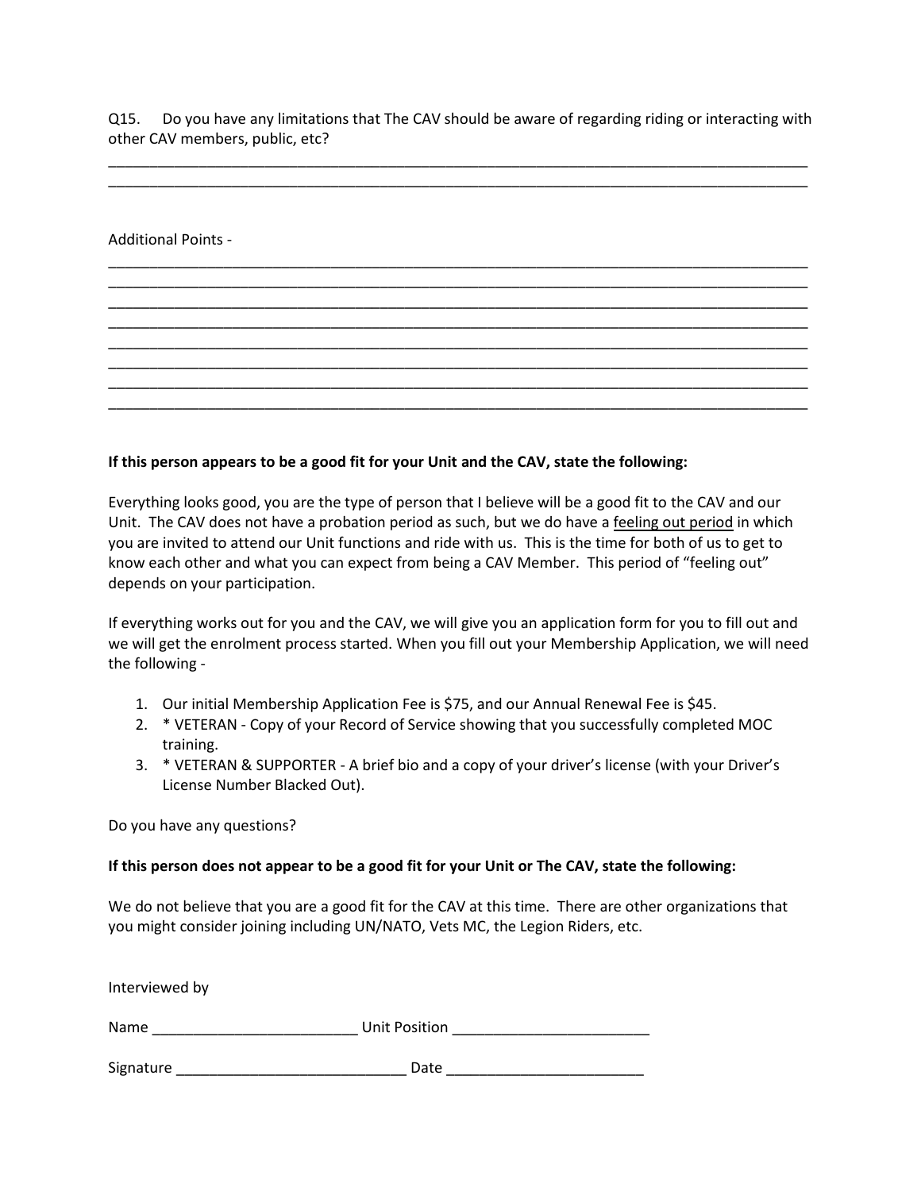Q15. Do you have any limitations that The CAV should be aware of regarding riding or interacting with other CAV members, public, etc?

_______________________________________________________________________________________
_______________________________________________________________________________________

Additional Points -

_______________________________________________________________________________________
_______________________________________________________________________________________
_______________________________________________________________________________________
_______________________________________________________________________________________
_______________________________________________________________________________________
_______________________________________________________________________________________
_______________________________________________________________________________________
_______________________________________________________________________________________

**If this person appears to be a good fit for your Unit and the CAV, state the following:**

Everything looks good, you are the type of person that I believe will be a good fit to the CAV and our Unit. The CAV does not have a probation period as such, but we do have a <u>feeling out period</u> in which you are invited to attend our Unit functions and ride with us. This is the time for both of us to get to know each other and what you can expect from being a CAV Member. This period of "feeling out" depends on your participation.

If everything works out for you and the CAV, we will give you an application form for you to fill out and we will get the enrolment process started. When you fill out your Membership Application, we will need the following -

1. Our initial Membership Application Fee is $75, and our Annual Renewal Fee is $45.
2. * VETERAN - Copy of your Record of Service showing that you successfully completed MOC training.
3. * VETERAN & SUPPORTER - A brief bio and a copy of your driver's license (with your Driver's License Number Blacked Out).

Do you have any questions?

**If this person does not appear to be a good fit for your Unit or The CAV, state the following:**

We do not believe that you are a good fit for the CAV at this time. There are other organizations that you might consider joining including UN/NATO, Vets MC, the Legion Riders, etc.

Interviewed by

Name ________________________ Unit Position ________________________

Signature ___________________________ Date ________________________